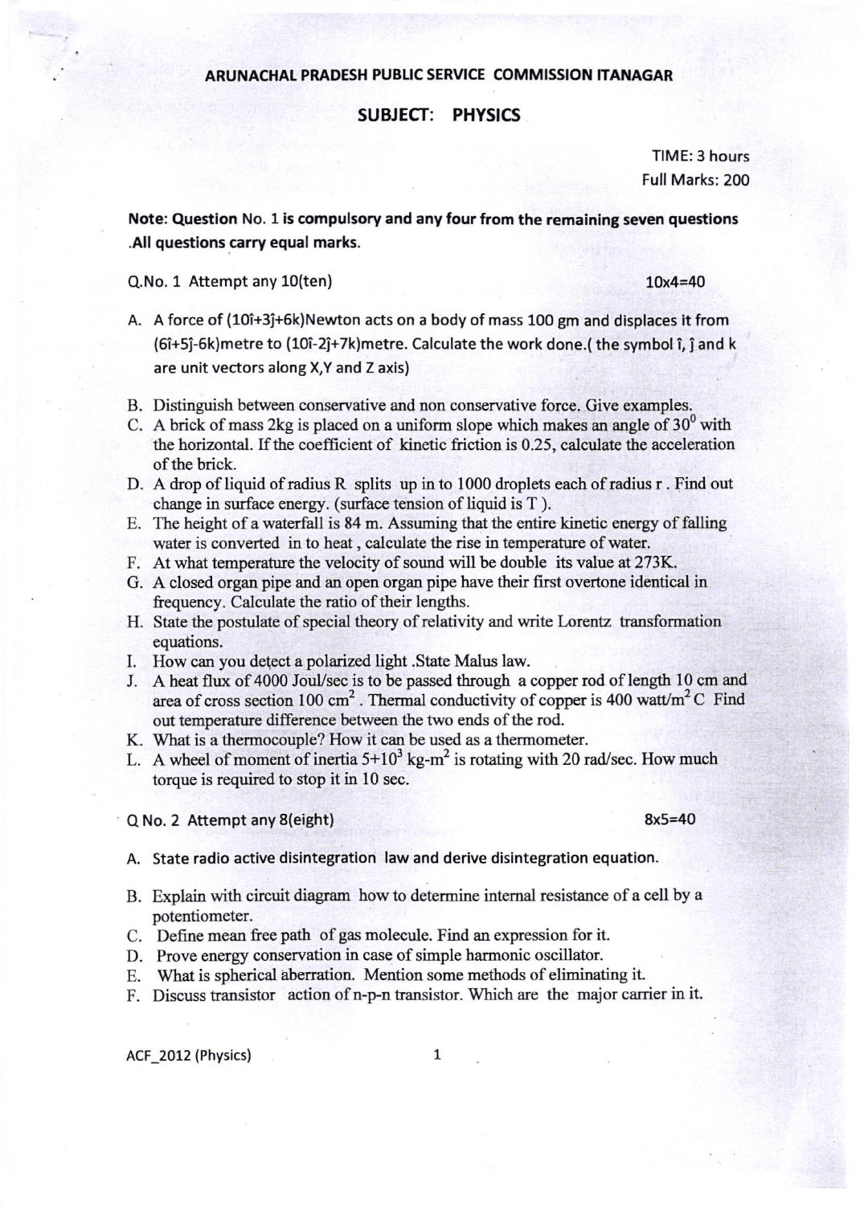# ARUNACHAL PRADESH PUBLIC SERVICE COMMISSION ITANAGAR

## SUBJECT: PHYSICS

TIME: 3 hours
Full Marks: 200

**Note: Question No. 1 is compulsory and any four from the remaining seven questions .All questions carry equal marks.**

Q.No. 1 Attempt any 10(ten) 10x4=40

A. A force of $(10\hat{i}+3\hat{j}+6k)$Newton acts on a body of mass 100 gm and displaces it from $(6\hat{i}+5\hat{j}-6k)$metre to $(10\hat{i}-2\hat{j}+7k)$metre. Calculate the work done.( the symbol $\hat{i}$, $\hat{j}$ and k are unit vectors along X,Y and Z axis)

B. Distinguish between conservative and non conservative force. Give examples.

C. A brick of mass 2kg is placed on a uniform slope which makes an angle of $30^0$ with the horizontal. If the coefficient of kinetic friction is 0.25, calculate the acceleration of the brick.

D. A drop of liquid of radius R splits up in to 1000 droplets each of radius r . Find out change in surface energy. (surface tension of liquid is T ).

E. The height of a waterfall is 84 m. Assuming that the entire kinetic energy of falling water is converted in to heat , calculate the rise in temperature of water.

F. At what temperature the velocity of sound will be double its value at 273K.

G. A closed organ pipe and an open organ pipe have their first overtone identical in frequency. Calculate the ratio of their lengths.

H. State the postulate of special theory of relativity and write Lorentz transformation equations.

I. How can you detect a polarized light .State Malus law.

J. A heat flux of 4000 Joul/sec is to be passed through a copper rod of length 10 cm and area of cross section 100 $cm^2$ . Thermal conductivity of copper is 400 watt/$m^2$ C Find out temperature difference between the two ends of the rod.

K. What is a thermocouple? How it can be used as a thermometer.

L. A wheel of moment of inertia $5+10^3$ kg-$m^2$ is rotating with 20 rad/sec. How much torque is required to stop it in 10 sec.

Q No. 2 Attempt any 8(eight) 8x5=40

A. State radio active disintegration law and derive disintegration equation.

B. Explain with circuit diagram how to determine internal resistance of a cell by a potentiometer.

C. Define mean free path of gas molecule. Find an expression for it.

D. Prove energy conservation in case of simple harmonic oscillator.

E. What is spherical aberration. Mention some methods of eliminating it.

F. Discuss transistor action of n-p-n transistor. Which are the major carrier in it.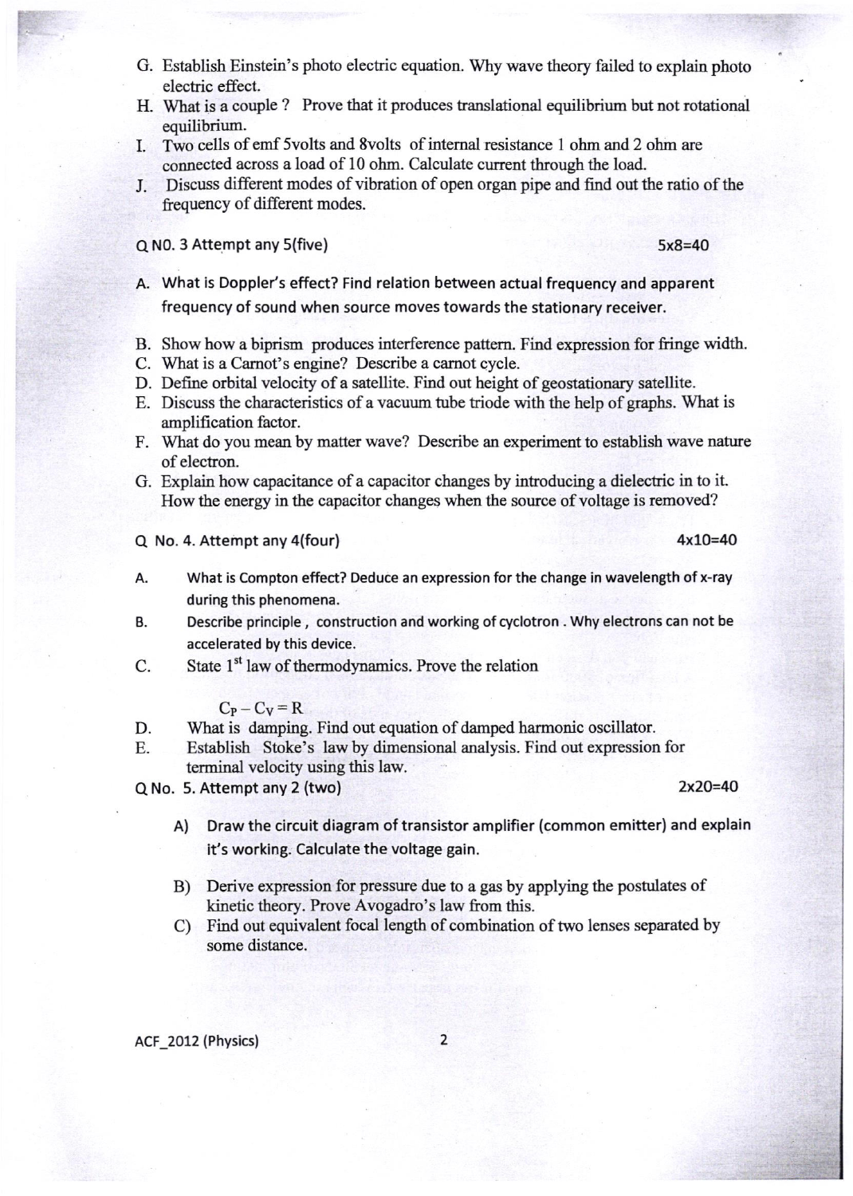G. Establish Einstein's photo electric equation. Why wave theory failed to explain photo electric effect.

H. What is a couple ? Prove that it produces translational equilibrium but not rotational equilibrium.

I. Two cells of emf 5volts and 8volts of internal resistance 1 ohm and 2 ohm are connected across a load of 10 ohm. Calculate current through the load.

J. Discuss different modes of vibration of open organ pipe and find out the ratio of the frequency of different modes.

**Q NO. 3 Attempt any 5(five)** 5x8=40

A. What is Doppler's effect? Find relation between actual frequency and apparent frequency of sound when source moves towards the stationary receiver.

B. Show how a biprism produces interference pattern. Find expression for fringe width.

C. What is a Carnot's engine? Describe a carnot cycle.

D. Define orbital velocity of a satellite. Find out height of geostationary satellite.

E. Discuss the characteristics of a vacuum tube triode with the help of graphs. What is amplification factor.

F. What do you mean by matter wave? Describe an experiment to establish wave nature of electron.

G. Explain how capacitance of a capacitor changes by introducing a dielectric in to it. How the energy in the capacitor changes when the source of voltage is removed?

**Q No. 4. Attempt any 4(four)** 4x10=40

A. What is Compton effect? Deduce an expression for the change in wavelength of x-ray during this phenomena.

B. Describe principle , construction and working of cyclotron . Why electrons can not be accelerated by this device.

C. State 1st law of thermodynamics. Prove the relation

$$C_P - C_V = R$$

D. What is damping. Find out equation of damped harmonic oscillator.

E. Establish Stoke's law by dimensional analysis. Find out expression for terminal velocity using this law.

**Q No. 5. Attempt any 2 (two)** 2x20=40

A) Draw the circuit diagram of transistor amplifier (common emitter) and explain it's working. Calculate the voltage gain.

B) Derive expression for pressure due to a gas by applying the postulates of kinetic theory. Prove Avogadro's law from this.

C) Find out equivalent focal length of combination of two lenses separated by some distance.